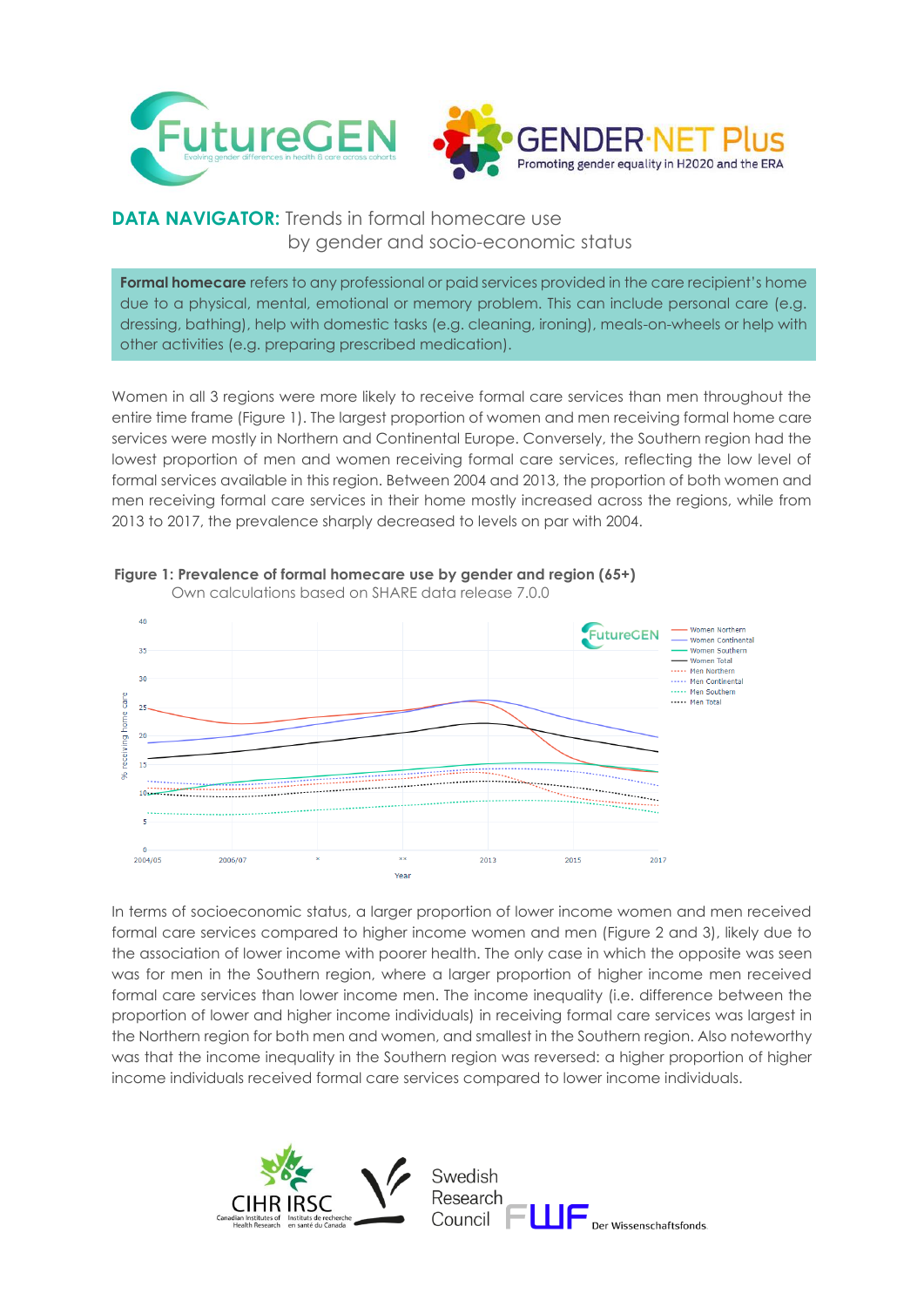**DATA NAVIGATOR:** Trends in formal homecare use by gender and socio-economic status

**Formal homecare** refers to any professional or paid services provided in the care recipient's home due to a physical, mental, emotional or memory problem. This can include personal care (e.g. dressing, bathing), help with domestic tasks (e.g. cleaning, ironing), meals-on-wheels or help with other activities (e.g. preparing prescribed medication).

Women in all 3 regions were more likely to receive formal care services than men throughout the entire time frame (Figure 1). The largest proportion of women and men receiving formal home care services were mostly in Northern and Continental Europe. Conversely, the Southern region had the lowest proportion of men and women receiving formal care services, reflecting the low level of formal services available in this region. Between 2004 and 2013, the proportion of both women and men receiving formal care services in their home mostly increased across the regions, while from 2013 to 2017, the prevalence sharply decreased to levels on par with 2004.

**Figure 1: Prevalence of formal homecare use by gender and region (65+)**
Own calculations based on SHARE data release 7.0.0

In terms of socioeconomic status, a larger proportion of lower income women and men received formal care services compared to higher income women and men (Figure 2 and 3), likely due to the association of lower income with poorer health. The only case in which the opposite was seen was for men in the Southern region, where a larger proportion of higher income men received formal care services than lower income men. The income inequality (i.e. difference between the proportion of lower and higher income individuals) in receiving formal care services was largest in the Northern region for both men and women, and smallest in the Southern region. Also noteworthy was that the income inequality in the Southern region was reversed: a higher proportion of higher income individuals received formal care services compared to lower income individuals.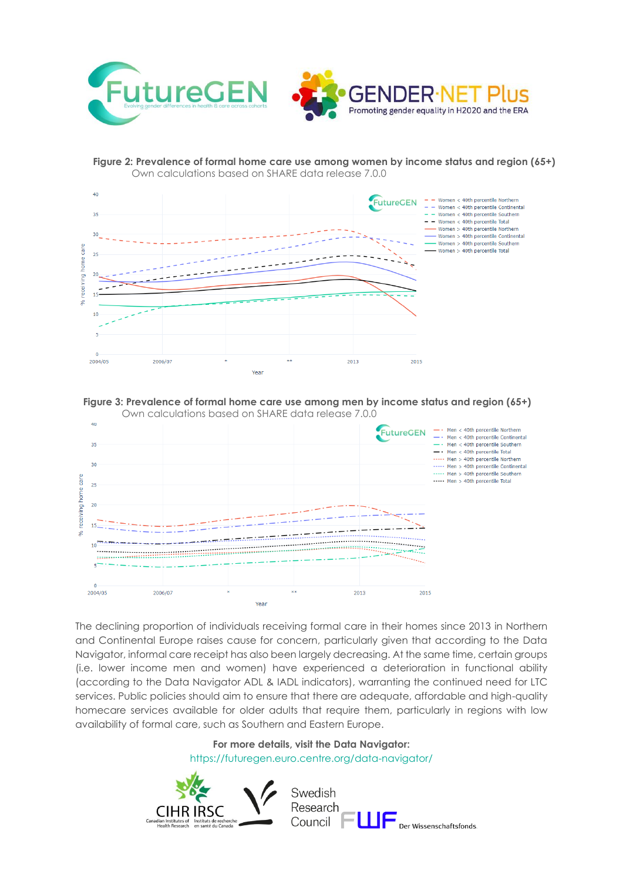**Figure 2: Prevalence of formal home care use among women by income status and region (65+)**
Own calculations based on SHARE data release 7.0.0

40
35
30
25
20
15
10
5
0
% receiving home care
2004/05
2006/07
*
**
2013
2015
Year
FutureGEN
Women < 40th percentile Northern
Women < 40th percentile Continental
Women < 40th percentile Southern
Women < 40th percentile Total
Women > 40th percentile Northern
Women > 40th percentile Continental
Women > 40th percentile Southern
Women > 40th percentile Total

**Figure 3: Prevalence of formal home care use among men by income status and region (65+)**
Own calculations based on SHARE data release 7.0.0

40
35
30
25
20
15
10
5
0
% receiving home care
2004/05
2006/07
*
**
2013
2015
Year
FutureGEN
Men < 40th percentile Northern
Men < 40th percentile Continental
Men < 40th percentile Southern
Men < 40th percentile Total
Men > 40th percentile Northern
Men > 40th percentile Continental
Men > 40th percentile Southern
Men > 40th percentile Total

The declining proportion of individuals receiving formal care in their homes since 2013 in Northern and Continental Europe raises cause for concern, particularly given that according to the Data Navigator, informal care receipt has also been largely decreasing. At the same time, certain groups (i.e. lower income men and women) have experienced a deterioration in functional ability (according to the Data Navigator ADL & IADL indicators), warranting the continued need for LTC services. Public policies should aim to ensure that there are adequate, affordable and high-quality homecare services available for older adults that require them, particularly in regions with low availability of formal care, such as Southern and Eastern Europe.

**For more details, visit the Data Navigator:**
https://futuregen.euro.centre.org/data-navigator/